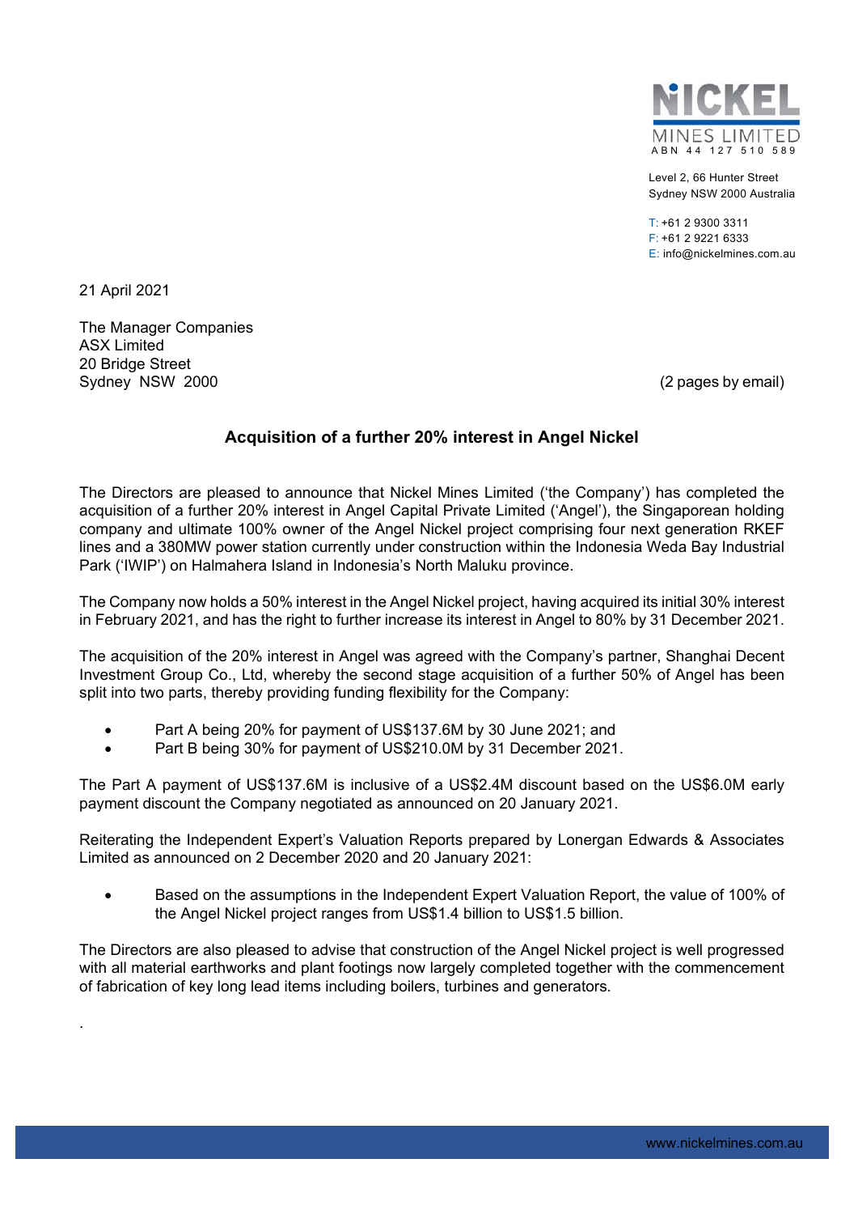NICKEL MINES LIMITED
ABN 44 127 510 589

Level 2, 66 Hunter Street
Sydney NSW 2000 Australia

T: +61 2 9300 3311
F: +61 2 9221 6333
E: info@nickelmines.com.au

21 April 2021

The Manager Companies
ASX Limited
20 Bridge Street
Sydney NSW 2000

(2 pages by email)

## Acquisition of a further 20% interest in Angel Nickel

The Directors are pleased to announce that Nickel Mines Limited ('the Company') has completed the acquisition of a further 20% interest in Angel Capital Private Limited ('Angel'), the Singaporean holding company and ultimate 100% owner of the Angel Nickel project comprising four next generation RKEF lines and a 380MW power station currently under construction within the Indonesia Weda Bay Industrial Park ('IWIP') on Halmahera Island in Indonesia's North Maluku province.

The Company now holds a 50% interest in the Angel Nickel project, having acquired its initial 30% interest in February 2021, and has the right to further increase its interest in Angel to 80% by 31 December 2021.

The acquisition of the 20% interest in Angel was agreed with the Company's partner, Shanghai Decent Investment Group Co., Ltd, whereby the second stage acquisition of a further 50% of Angel has been split into two parts, thereby providing funding flexibility for the Company:

- Part A being 20% for payment of US$137.6M by 30 June 2021; and
- Part B being 30% for payment of US$210.0M by 31 December 2021.

The Part A payment of US$137.6M is inclusive of a US$2.4M discount based on the US$6.0M early payment discount the Company negotiated as announced on 20 January 2021.

Reiterating the Independent Expert's Valuation Reports prepared by Lonergan Edwards & Associates Limited as announced on 2 December 2020 and 20 January 2021:

- Based on the assumptions in the Independent Expert Valuation Report, the value of 100% of the Angel Nickel project ranges from US$1.4 billion to US$1.5 billion.

The Directors are also pleased to advise that construction of the Angel Nickel project is well progressed with all material earthworks and plant footings now largely completed together with the commencement of fabrication of key long lead items including boilers, turbines and generators.

.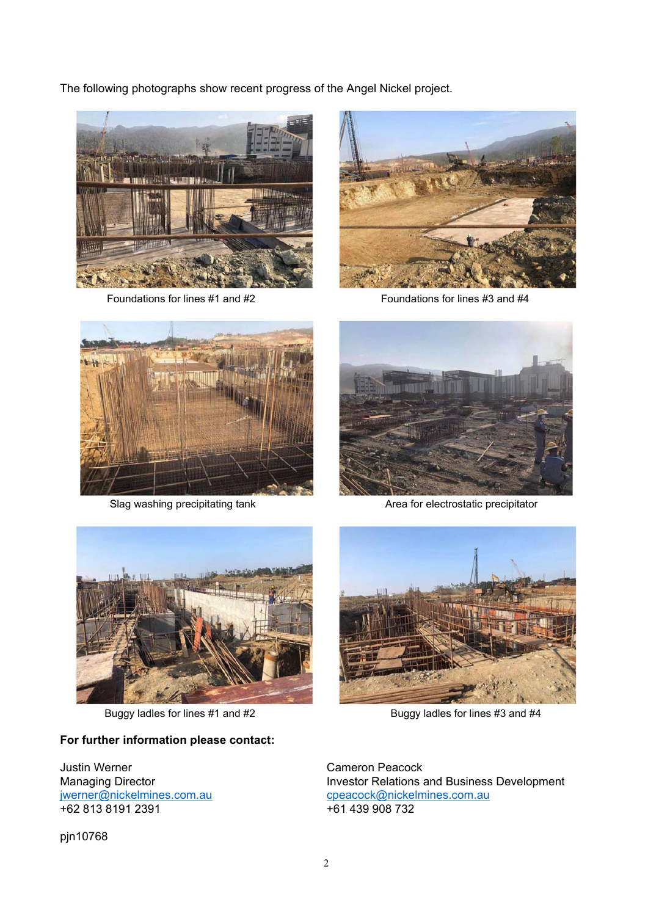The following photographs show recent progress of the Angel Nickel project.

Foundations for lines #1 and #2

Foundations for lines #3 and #4

Slag washing precipitating tank

Area for electrostatic precipitator

Buggy ladles for lines #1 and #2

Buggy ladles for lines #3 and #4

**For further information please contact:**

Justin Werner
Managing Director
jwerner@nickelmines.com.au
+62 813 8191 2391

Cameron Peacock
Investor Relations and Business Development
cpeacock@nickelmines.com.au
+61 439 908 732

pjn10768